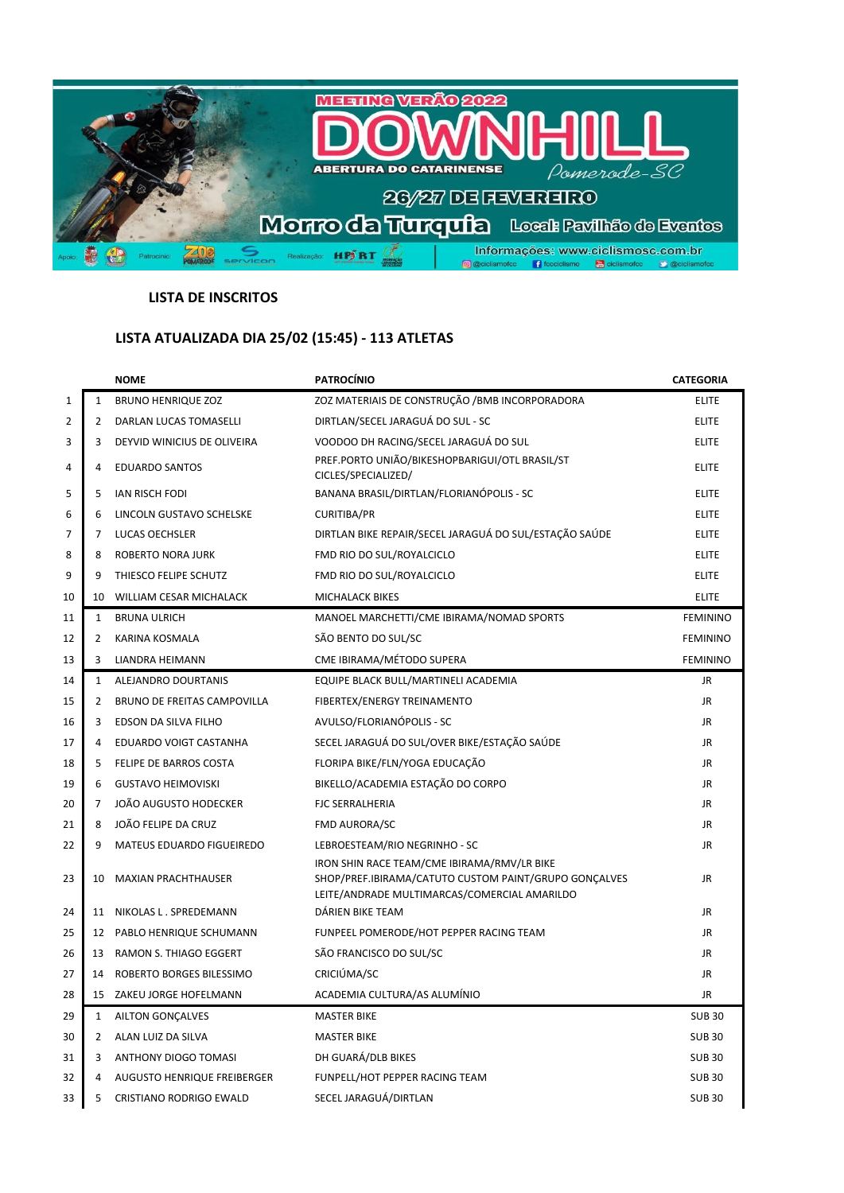MEETING VERÃO 2022

# DOWNHILL

ABERTURA DO CATARINENSE

Pomerode-SC

26/27 DE FEVEREIRO

Morro da Turquia — Local: Pavilhão de Eventos

Informações: www.ciclismosc.com.br

@ciclismofcc | fcciclismo | ciclismofcc | @ciclismofcc

## LISTA DE INSCRITOS

## LISTA ATUALIZADA DIA 25/02 (15:45) - 113 ATLETAS

| | | NOME | PATROCÍNIO | CATEGORIA |
|---|---|---|---|---|
| 1 | 1 | BRUNO HENRIQUE ZOZ | ZOZ MATERIAIS DE CONSTRUÇÃO /BMB INCORPORADORA | ELITE |
| 2 | 2 | DARLAN LUCAS TOMASELLI | DIRTLAN/SECEL JARAGUÁ DO SUL - SC | ELITE |
| 3 | 3 | DEYVID WINICIUS DE OLIVEIRA | VOODOO DH RACING/SECEL JARAGUÁ DO SUL | ELITE |
| 4 | 4 | EDUARDO SANTOS | PREF.PORTO UNIÃO/BIKESHOPBARIGUI/OTL BRASIL/ST CICLES/SPECIALIZED/ | ELITE |
| 5 | 5 | IAN RISCH FODI | BANANA BRASIL/DIRTLAN/FLORIANÓPOLIS - SC | ELITE |
| 6 | 6 | LINCOLN GUSTAVO SCHELSKE | CURITIBA/PR | ELITE |
| 7 | 7 | LUCAS OECHSLER | DIRTLAN BIKE REPAIR/SECEL JARAGUÁ DO SUL/ESTAÇÃO SAÚDE | ELITE |
| 8 | 8 | ROBERTO NORA JURK | FMD RIO DO SUL/ROYALCICLO | ELITE |
| 9 | 9 | THIESCO FELIPE SCHUTZ | FMD RIO DO SUL/ROYALCICLO | ELITE |
| 10 | 10 | WILLIAM CESAR MICHALACK | MICHALACK BIKES | ELITE |
| 11 | 1 | BRUNA ULRICH | MANOEL MARCHETTI/CME IBIRAMA/NOMAD SPORTS | FEMININO |
| 12 | 2 | KARINA KOSMALA | SÃO BENTO DO SUL/SC | FEMININO |
| 13 | 3 | LIANDRA HEIMANN | CME IBIRAMA/MÉTODO SUPERA | FEMININO |
| 14 | 1 | ALEJANDRO DOURTANIS | EQUIPE BLACK BULL/MARTINELI ACADEMIA | JR |
| 15 | 2 | BRUNO DE FREITAS CAMPOVILLA | FIBERTEX/ENERGY TREINAMENTO | JR |
| 16 | 3 | EDSON DA SILVA FILHO | AVULSO/FLORIANÓPOLIS - SC | JR |
| 17 | 4 | EDUARDO VOIGT CASTANHA | SECEL JARAGUÁ DO SUL/OVER BIKE/ESTAÇÃO SAÚDE | JR |
| 18 | 5 | FELIPE DE BARROS COSTA | FLORIPA BIKE/FLN/YOGA EDUCAÇÃO | JR |
| 19 | 6 | GUSTAVO HEIMOVISKI | BIKELLO/ACADEMIA ESTAÇÃO DO CORPO | JR |
| 20 | 7 | JOÃO AUGUSTO HODECKER | FJC SERRALHERIA | JR |
| 21 | 8 | JOÃO FELIPE DA CRUZ | FMD AURORA/SC | JR |
| 22 | 9 | MATEUS EDUARDO FIGUEIREDO | LEBROESTEAM/RIO NEGRINHO - SC | JR |
| 23 | 10 | MAXIAN PRACHTHAUSER | IRON SHIN RACE TEAM/CME IBIRAMA/RMV/LR BIKE SHOP/PREF.IBIRAMA/CATUTO CUSTOM PAINT/GRUPO GONÇALVES LEITE/ANDRADE MULTIMARCAS/COMERCIAL AMARILDO | JR |
| 24 | 11 | NIKOLAS L . SPREDEMANN | DÁRIEN BIKE TEAM | JR |
| 25 | 12 | PABLO HENRIQUE SCHUMANN | FUNPEEL POMERODE/HOT PEPPER RACING TEAM | JR |
| 26 | 13 | RAMON S. THIAGO EGGERT | SÃO FRANCISCO DO SUL/SC | JR |
| 27 | 14 | ROBERTO BORGES BILESSIMO | CRICIÚMA/SC | JR |
| 28 | 15 | ZAKEU JORGE HOFELMANN | ACADEMIA CULTURA/AS ALUMÍNIO | JR |
| 29 | 1 | AILTON GONÇALVES | MASTER BIKE | SUB 30 |
| 30 | 2 | ALAN LUIZ DA SILVA | MASTER BIKE | SUB 30 |
| 31 | 3 | ANTHONY DIOGO TOMASI | DH GUARÁ/DLB BIKES | SUB 30 |
| 32 | 4 | AUGUSTO HENRIQUE FREIBERGER | FUNPELL/HOT PEPPER RACING TEAM | SUB 30 |
| 33 | 5 | CRISTIANO RODRIGO EWALD | SECEL JARAGUÁ/DIRTLAN | SUB 30 |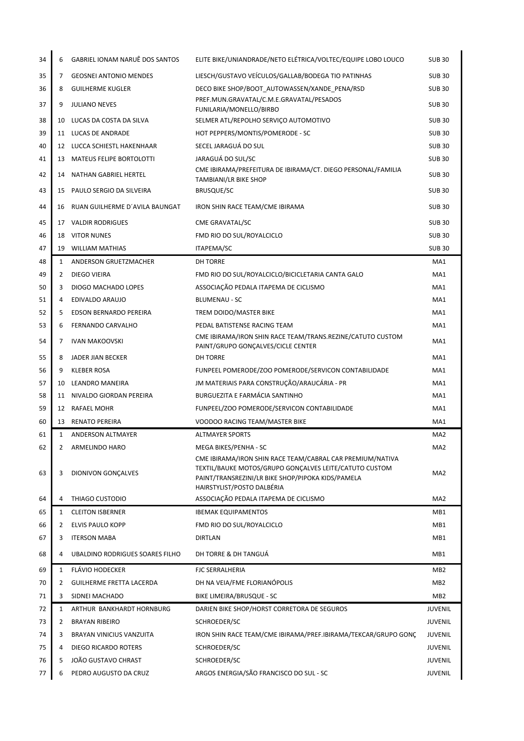| | | | | |
|---|---|---|---|---|
| 34 | 6 | GABRIEL IONAM NARUÊ DOS SANTOS | ELITE BIKE/UNIANDRADE/NETO ELÉTRICA/VOLTEC/EQUIPE LOBO LOUCO | SUB 30 |
| 35 | 7 | GEOSNEI ANTONIO MENDES | LIESCH/GUSTAVO VEÍCULOS/GALLAB/BODEGA TIO PATINHAS | SUB 30 |
| 36 | 8 | GUILHERME KUGLER | DECO BIKE SHOP/BOOT_AUTOWASSEN/XANDE_PENA/RSD | SUB 30 |
| 37 | 9 | JULIANO NEVES | PREF.MUN.GRAVATAL/C.M.E.GRAVATAL/PESADOS FUNILARIA/MONELLO/BIRBO | SUB 30 |
| 38 | 10 | LUCAS DA COSTA DA SILVA | SELMER ATL/REPOLHO SERVIÇO AUTOMOTIVO | SUB 30 |
| 39 | 11 | LUCAS DE ANDRADE | HOT PEPPERS/MONTIS/POMERODE - SC | SUB 30 |
| 40 | 12 | LUCCA SCHIESTL HAKENHAAR | SECEL JARAGUÁ DO SUL | SUB 30 |
| 41 | 13 | MATEUS FELIPE BORTOLOTTI | JARAGUÁ DO SUL/SC | SUB 30 |
| 42 | 14 | NATHAN GABRIEL HERTEL | CME IBIRAMA/PREFEITURA DE IBIRAMA/CT. DIEGO PERSONAL/FAMILIA TAMBIANI/LR BIKE SHOP | SUB 30 |
| 43 | 15 | PAULO SERGIO DA SILVEIRA | BRUSQUE/SC | SUB 30 |
| 44 | 16 | RUAN GUILHERME D´AVILA BAUNGAT | IRON SHIN RACE TEAM/CME IBIRAMA | SUB 30 |
| 45 | 17 | VALDIR RODRIGUES | CME GRAVATAL/SC | SUB 30 |
| 46 | 18 | VITOR NUNES | FMD RIO DO SUL/ROYALCICLO | SUB 30 |
| 47 | 19 | WILLIAM MATHIAS | ITAPEMA/SC | SUB 30 |
| 48 | 1 | ANDERSON GRUETZMACHER | DH TORRE | MA1 |
| 49 | 2 | DIEGO VIEIRA | FMD RIO DO SUL/ROYALCICLO/BICICLETARIA CANTA GALO | MA1 |
| 50 | 3 | DIOGO MACHADO LOPES | ASSOCIAÇÃO PEDALA ITAPEMA DE CICLISMO | MA1 |
| 51 | 4 | EDIVALDO ARAUJO | BLUMENAU - SC | MA1 |
| 52 | 5 | EDSON BERNARDO PEREIRA | TREM DOIDO/MASTER BIKE | MA1 |
| 53 | 6 | FERNANDO CARVALHO | PEDAL BATISTENSE RACING TEAM | MA1 |
| 54 | 7 | IVAN MAKOOVSKI | CME IBIRAMA/IRON SHIN RACE TEAM/TRANS.REZINE/CATUTO CUSTOM PAINT/GRUPO GONÇALVES/CICLE CENTER | MA1 |
| 55 | 8 | JADER JIAN BECKER | DH TORRE | MA1 |
| 56 | 9 | KLEBER ROSA | FUNPEEL POMERODE/ZOO POMERODE/SERVICON CONTABILIDADE | MA1 |
| 57 | 10 | LEANDRO MANEIRA | JM MATERIAIS PARA CONSTRUÇÃO/ARAUCÁRIA - PR | MA1 |
| 58 | 11 | NIVALDO GIORDAN PEREIRA | BURGUEZITA E FARMÁCIA SANTINHO | MA1 |
| 59 | 12 | RAFAEL MOHR | FUNPEEL/ZOO POMERODE/SERVICON CONTABILIDADE | MA1 |
| 60 | 13 | RENATO PEREIRA | VOODOO RACING TEAM/MASTER BIKE | MA1 |
| 61 | 1 | ANDERSON ALTMAYER | ALTMAYER SPORTS | MA2 |
| 62 | 2 | ARMELINDO HARO | MEGA BIKES/PENHA - SC | MA2 |
| 63 | 3 | DIONIVON GONÇALVES | CME IBIRAMA/IRON SHIN RACE TEAM/CABRAL CAR PREMIUM/NATIVA TEXTIL/BAUKE MOTOS/GRUPO GONÇALVES LEITE/CATUTO CUSTOM PAINT/TRANSREZINI/LR BIKE SHOP/PIPOKA KIDS/PAMELA HAIRSTYLIST/POSTO DALBÉRIA | MA2 |
| 64 | 4 | THIAGO CUSTODIO | ASSOCIAÇÃO PEDALA ITAPEMA DE CICLISMO | MA2 |
| 65 | 1 | CLEITON ISBERNER | IBEMAK EQUIPAMENTOS | MB1 |
| 66 | 2 | ELVIS PAULO KOPP | FMD RIO DO SUL/ROYALCICLO | MB1 |
| 67 | 3 | ITERSON MABA | DIRTLAN | MB1 |
| 68 | 4 | UBALDINO RODRIGUES SOARES FILHO | DH TORRE & DH TANGUÁ | MB1 |
| 69 | 1 | FLÁVIO HODECKER | FJC SERRALHERIA | MB2 |
| 70 | 2 | GUILHERME FRETTA LACERDA | DH NA VEIA/FME FLORIANÓPOLIS | MB2 |
| 71 | 3 | SIDNEI MACHADO | BIKE LIMEIRA/BRUSQUE - SC | MB2 |
| 72 | 1 | ARTHUR BANKHARDT HORNBURG | DARIEN BIKE SHOP/HORST CORRETORA DE SEGUROS | JUVENIL |
| 73 | 2 | BRAYAN RIBEIRO | SCHROEDER/SC | JUVENIL |
| 74 | 3 | BRAYAN VINICIUS VANZUITA | IRON SHIN RACE TEAM/CME IBIRAMA/PREF.IBIRAMA/TEKCAR/GRUPO GONÇ | JUVENIL |
| 75 | 4 | DIEGO RICARDO ROTERS | SCHROEDER/SC | JUVENIL |
| 76 | 5 | JOÃO GUSTAVO CHRAST | SCHROEDER/SC | JUVENIL |
| 77 | 6 | PEDRO AUGUSTO DA CRUZ | ARGOS ENERGIA/SÃO FRANCISCO DO SUL - SC | JUVENIL |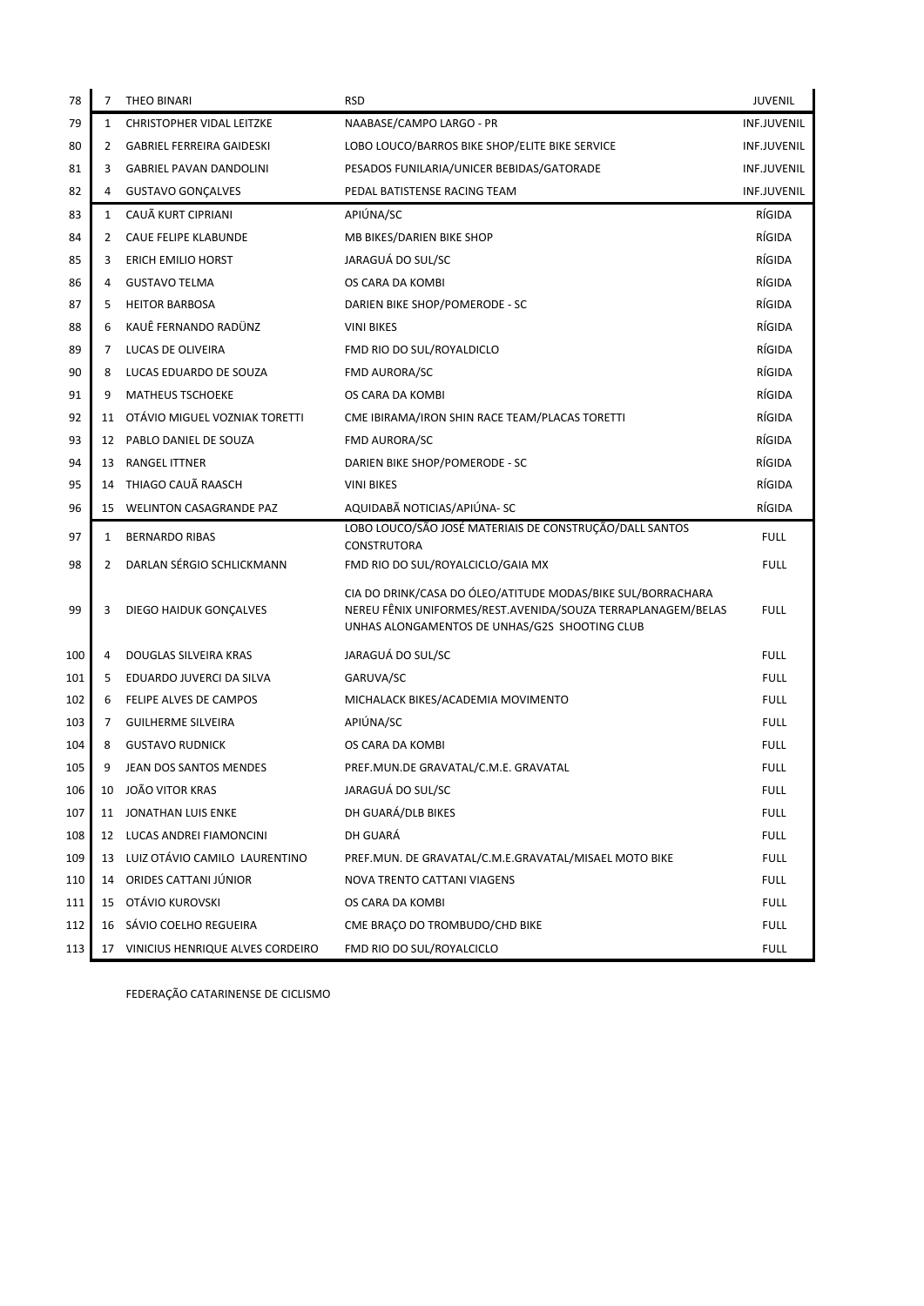| | | | | |
|---|---|---|---|---|
| 78 | 7 | THEO BINARI | RSD | JUVENIL |
| 79 | 1 | CHRISTOPHER VIDAL LEITZKE | NAABASE/CAMPO LARGO - PR | INF.JUVENIL |
| 80 | 2 | GABRIEL FERREIRA GAIDESKI | LOBO LOUCO/BARROS BIKE SHOP/ELITE BIKE SERVICE | INF.JUVENIL |
| 81 | 3 | GABRIEL PAVAN DANDOLINI | PESADOS FUNILARIA/UNICER BEBIDAS/GATORADE | INF.JUVENIL |
| 82 | 4 | GUSTAVO GONÇALVES | PEDAL BATISTENSE RACING TEAM | INF.JUVENIL |
| 83 | 1 | CAUÃ KURT CIPRIANI | APIÚNA/SC | RÍGIDA |
| 84 | 2 | CAUE FELIPE KLABUNDE | MB BIKES/DARIEN BIKE SHOP | RÍGIDA |
| 85 | 3 | ERICH EMILIO HORST | JARAGUÁ DO SUL/SC | RÍGIDA |
| 86 | 4 | GUSTAVO TELMA | OS CARA DA KOMBI | RÍGIDA |
| 87 | 5 | HEITOR BARBOSA | DARIEN BIKE SHOP/POMERODE - SC | RÍGIDA |
| 88 | 6 | KAUÊ FERNANDO RADÜNZ | VINI BIKES | RÍGIDA |
| 89 | 7 | LUCAS DE OLIVEIRA | FMD RIO DO SUL/ROYALDICLO | RÍGIDA |
| 90 | 8 | LUCAS EDUARDO DE SOUZA | FMD AURORA/SC | RÍGIDA |
| 91 | 9 | MATHEUS TSCHOEKE | OS CARA DA KOMBI | RÍGIDA |
| 92 | 11 | OTÁVIO MIGUEL VOZNIAK TORETTI | CME IBIRAMA/IRON SHIN RACE TEAM/PLACAS TORETTI | RÍGIDA |
| 93 | 12 | PABLO DANIEL DE SOUZA | FMD AURORA/SC | RÍGIDA |
| 94 | 13 | RANGEL ITTNER | DARIEN BIKE SHOP/POMERODE - SC | RÍGIDA |
| 95 | 14 | THIAGO CAUÃ RAASCH | VINI BIKES | RÍGIDA |
| 96 | 15 | WELINTON CASAGRANDE PAZ | AQUIDABÃ NOTICIAS/APIÚNA- SC | RÍGIDA |
| 97 | 1 | BERNARDO RIBAS | LOBO LOUCO/SÃO JOSÉ MATERIAIS DE CONSTRUÇÃO/DALL SANTOS CONSTRUTORA | FULL |
| 98 | 2 | DARLAN SÉRGIO SCHLICKMANN | FMD RIO DO SUL/ROYALCICLO/GAIA MX | FULL |
| 99 | 3 | DIEGO HAIDUK GONÇALVES | CIA DO DRINK/CASA DO ÓLEO/ATITUDE MODAS/BIKE SUL/BORRACHARA NEREU FÊNIX UNIFORMES/REST.AVENIDA/SOUZA TERRAPLANAGEM/BELAS UNHAS ALONGAMENTOS DE UNHAS/G2S SHOOTING CLUB | FULL |
| 100 | 4 | DOUGLAS SILVEIRA KRAS | JARAGUÁ DO SUL/SC | FULL |
| 101 | 5 | EDUARDO JUVERCI DA SILVA | GARUVA/SC | FULL |
| 102 | 6 | FELIPE ALVES DE CAMPOS | MICHALACK BIKES/ACADEMIA MOVIMENTO | FULL |
| 103 | 7 | GUILHERME SILVEIRA | APIÚNA/SC | FULL |
| 104 | 8 | GUSTAVO RUDNICK | OS CARA DA KOMBI | FULL |
| 105 | 9 | JEAN DOS SANTOS MENDES | PREF.MUN.DE GRAVATAL/C.M.E. GRAVATAL | FULL |
| 106 | 10 | JOÃO VITOR KRAS | JARAGUÁ DO SUL/SC | FULL |
| 107 | 11 | JONATHAN LUIS ENKE | DH GUARÁ/DLB BIKES | FULL |
| 108 | 12 | LUCAS ANDREI FIAMONCINI | DH GUARÁ | FULL |
| 109 | 13 | LUIZ OTÁVIO CAMILO LAURENTINO | PREF.MUN. DE GRAVATAL/C.M.E.GRAVATAL/MISAEL MOTO BIKE | FULL |
| 110 | 14 | ORIDES CATTANI JÚNIOR | NOVA TRENTO CATTANI VIAGENS | FULL |
| 111 | 15 | OTÁVIO KUROVSKI | OS CARA DA KOMBI | FULL |
| 112 | 16 | SÁVIO COELHO REGUEIRA | CME BRAÇO DO TROMBUDO/CHD BIKE | FULL |
| 113 | 17 | VINICIUS HENRIQUE ALVES CORDEIRO | FMD RIO DO SUL/ROYALCICLO | FULL |

FEDERAÇÃO CATARINENSE DE CICLISMO